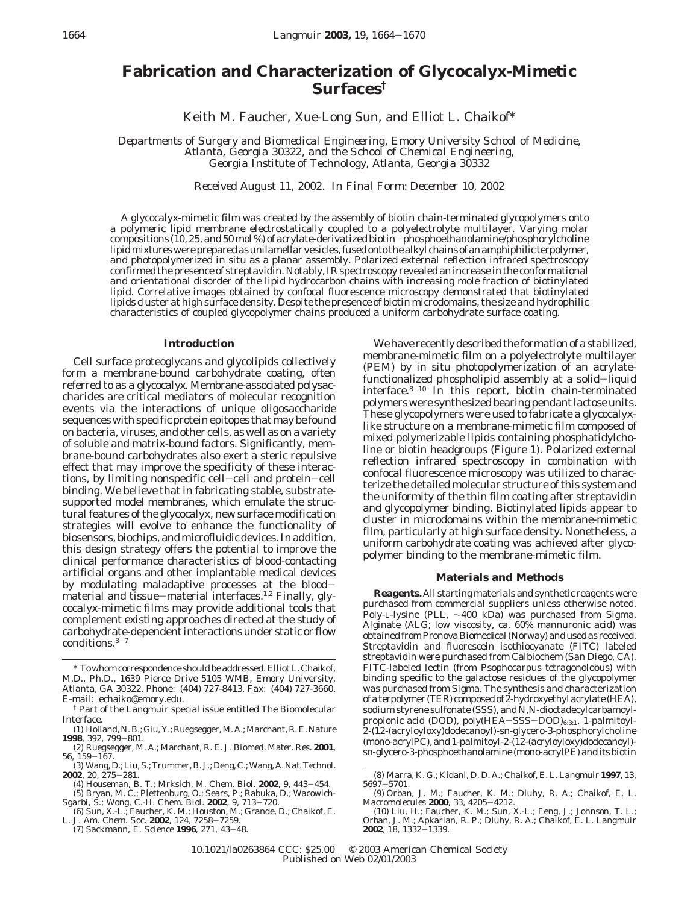# Fabrication and Characterization of Glycocalyx-Mimetic Surfaces[†]

Keith M. Faucher, Xue-Long Sun, and Elliot L. Chaikof*

*Departments of Surgery and Biomedical Engineering, Emory University School of Medicine, Atlanta, Georgia 30322, and the School of Chemical Engineering, Georgia Institute of Technology, Atlanta, Georgia 30332*

*Received August 11, 2002. In Final Form: December 10, 2002*

A glycocalyx-mimetic film was created by the assembly of biotin chain-terminated glycopolymers onto a polymeric lipid membrane electrostatically coupled to a polyelectrolyte multilayer. Varying molar compositions (10, 25, and 50 mol %) of acrylate-derivatized biotin–phosphoethanolamine/phosphorylcholine lipid mixtures were prepared as unilamellar vesicles, fused onto the alkyl chains of an amphiphilic terpolymer, and photopolymerized in situ as a planar assembly. Polarized external reflection infrared spectroscopy confirmed the presence of streptavidin. Notably, IR spectroscopy revealed an increase in the conformational and orientational disorder of the lipid hydrocarbon chains with increasing mole fraction of biotinylated lipid. Correlative images obtained by confocal fluorescence microscopy demonstrated that biotinylated lipids cluster at high surface density. Despite the presence of biotin microdomains, the size and hydrophilic characteristics of coupled glycopolymer chains produced a uniform carbohydrate surface coating.

## Introduction

Cell surface proteoglycans and glycolipids collectively form a membrane-bound carbohydrate coating, often referred to as a glycocalyx. Membrane-associated polysaccharides are critical mediators of molecular recognition events via the interactions of unique oligosaccharide sequences with specific protein epitopes that may be found on bacteria, viruses, and other cells, as well as on a variety of soluble and matrix-bound factors. Significantly, membrane-bound carbohydrates also exert a steric repulsive effect that may improve the specificity of these interactions, by limiting nonspecific cell–cell and protein–cell binding. We believe that in fabricating stable, substrate-supported model membranes, which emulate the structural features of the glycocalyx, new surface modification strategies will evolve to enhance the functionality of biosensors, biochips, and microfluidic devices. In addition, this design strategy offers the potential to improve the clinical performance characteristics of blood-contacting artificial organs and other implantable medical devices by modulating maladaptive processes at the blood–material and tissue–material interfaces.[1,2] Finally, glycocalyx-mimetic films may provide additional tools that complement existing approaches directed at the study of carbohydrate-dependent interactions under static or flow conditions.[3–7]

We have recently described the formation of a stabilized, membrane-mimetic film on a polyelectrolyte multilayer (PEM) by in situ photopolymerization of an acrylate-functionalized phospholipid assembly at a solid–liquid interface.[8–10] In this report, biotin chain-terminated polymers were synthesized bearing pendant lactose units. These glycopolymers were used to fabricate a glycocalyx-like structure on a membrane-mimetic film composed of mixed polymerizable lipids containing phosphatidylcholine or biotin headgroups (Figure 1). Polarized external reflection infrared spectroscopy in combination with confocal fluorescence microscopy was utilized to characterize the detailed molecular structure of this system and the uniformity of the thin film coating after streptavidin and glycopolymer binding. Biotinylated lipids appear to cluster in microdomains within the membrane-mimetic film, particularly at high surface density. Nonetheless, a uniform carbohydrate coating was achieved after glycopolymer binding to the membrane-mimetic film.

## Materials and Methods

**Reagents.** All starting materials and synthetic reagents were purchased from commercial suppliers unless otherwise noted. Poly-L-lysine (PLL, ~400 kDa) was purchased from Sigma. Alginate (ALG; low viscosity, ca. 60% mannuronic acid) was obtained from Pronova Biomedical (Norway) and used as received. Streptavidin and fluorescein isothiocyanate (FITC) labeled streptavidin were purchased from Calbiochem (San Diego, CA). FITC-labeled lectin (from *Psophocarpus tetragonolobus*) with binding specific to the galactose residues of the glycopolymer was purchased from Sigma. The synthesis and characterization of a terpolymer (TER) composed of 2-hydroxyethyl acrylate (HEA), sodium styrene sulfonate (SSS), and N,N-dioctadecylcarbamoylpropionic acid (DOD), poly(HEA–SSS–DOD)$_{6:3:1}$, 1-palmitoyl-2-(12-(acryloyloxy)dodecanoyl)-sn-glycero-3-phosphorylcholine (mono-acrylPC), and 1-palmitoyl-2-(12-(acryloyloxy)dodecanoyl)-sn-glycero-3-phosphoethanolamine (mono-acrylPE) and its biotin

---

* To whom correspondence should be addressed. Elliot L. Chaikof, M.D., Ph.D., 1639 Pierce Drive 5105 WMB, Emory University, Atlanta, GA 30322. Phone: (404) 727-8413. Fax: (404) 727-3660. E-mail: echaiko@emory.edu.

† Part of the *Langmuir* special issue entitled The Biomolecular Interface.

(1) Holland, N. B.; Giu, Y.; Ruegsegger, M. A.; Marchant, R. E. *Nature* **1998**, 392, 799–801.

(2) Ruegsegger, M. A.; Marchant, R. E. *J. Biomed. Mater. Res.* **2001**, 56, 159–167.

(3) Wang, D.; Liu, S.; Trummer, B. J.; Deng, C.; Wang, A. *Nat. Technol.* **2002**, 20, 275–281.

(4) Houseman, B. T.; Mrksich, M. *Chem. Biol.* **2002**, 9, 443–454.

(5) Bryan, M. C.; Plettenburg, O.; Sears, P.; Rabuka, D.; Wacowich-Sgarbi, S.; Wong, C.-H. *Chem. Biol.* **2002**, 9, 713–720.

(6) Sun, X.-L.; Faucher, K. M.; Houston, M.; Grande, D.; Chaikof, E. L. *J. Am. Chem. Soc.* **2002**, 124, 7258–7259.

(7) Sackmann, E. *Science* **1996**, 271, 43–48.

(8) Marra, K. G.; Kidani, D. D. A.; Chaikof, E. L. *Langmuir* **1997**, 13, 5697–5701.

(9) Orban, J. M.; Faucher, K. M.; Dluhy, R. A.; Chaikof, E. L. *Macromolecules* **2000**, 33, 4205–4212.

(10) Liu, H.; Faucher, K. M.; Sun, X.-L.; Feng, J.; Johnson, T. L.; Orban, J. M.; Apkarian, R. P.; Dluhy, R. A.; Chaikof, E. L. *Langmuir* **2002**, 18, 1332–1339.

10.1021/la0263864 CCC: $25.00 © 2003 American Chemical Society
Published on Web 02/01/2003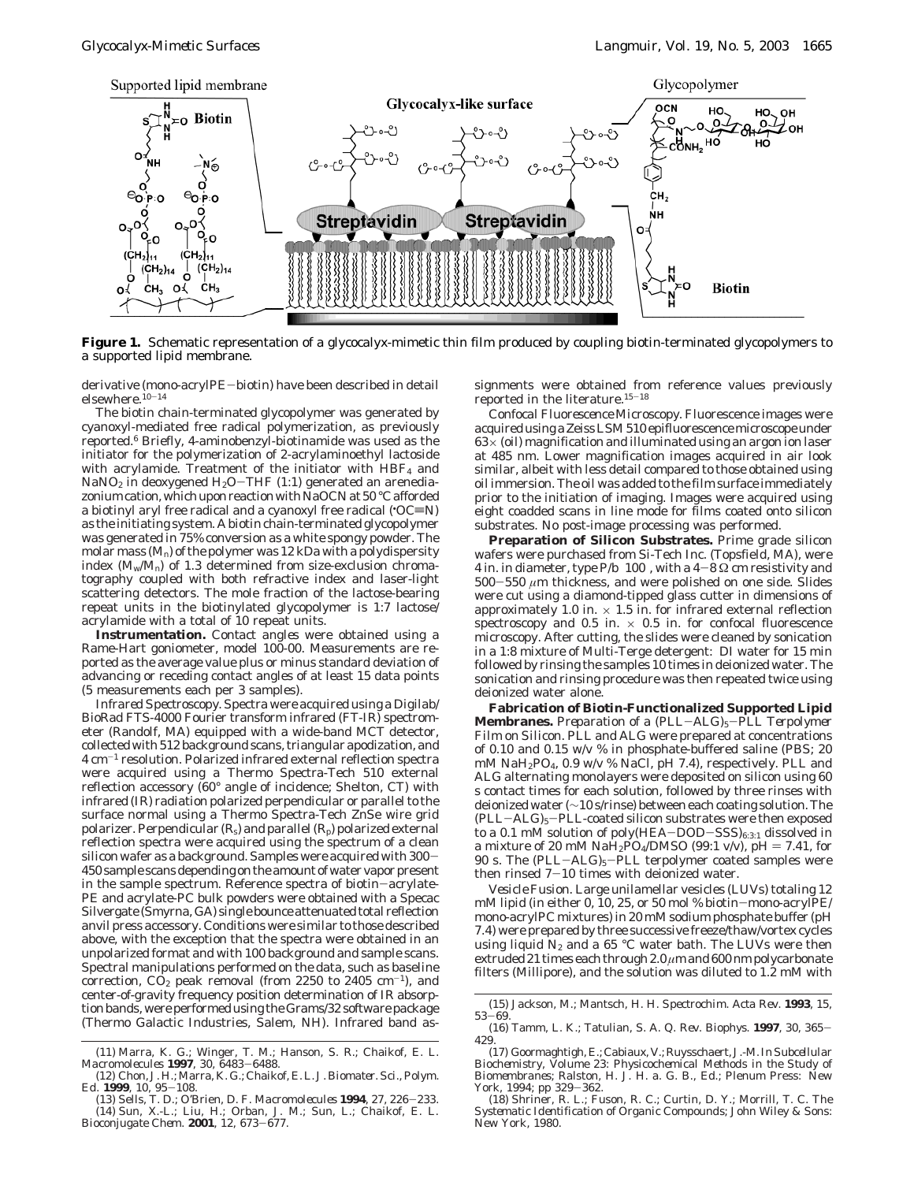**Figure 1.** Schematic representation of a glycocalyx-mimetic thin film produced by coupling biotin-terminated glycopolymers to a supported lipid membrane.

derivative (mono-acrylPE−biotin) have been described in detail elsewhere.[10−14]

The biotin chain-terminated glycopolymer was generated by cyanoxyl-mediated free radical polymerization, as previously reported.[6] Briefly, 4-aminobenzyl-biotinamide was used as the initiator for the polymerization of 2-acrylaminoethyl lactoside with acrylamide. Treatment of the initiator with $HBF_4$ and $NaNO_2$ in deoxygened $H_2O$−THF (1:1) generated an arenediazonium cation, which upon reaction with NaOCN at 50 °C afforded a biotinyl aryl free radical and a cyanoxyl free radical (•OC≡N) as the initiating system. A biotin chain-terminated glycopolymer was generated in 75% conversion as a white spongy powder. The molar mass ($M_n$) of the polymer was 12 kDa with a polydispersity index ($M_w/M_n$) of 1.3 determined from size-exclusion chromatography coupled with both refractive index and laser-light scattering detectors. The mole fraction of the lactose-bearing repeat units in the biotinylated glycopolymer is 1:7 lactose/acrylamide with a total of 10 repeat units.

**Instrumentation.** Contact angles were obtained using a Rame-Hart goniometer, model 100-00. Measurements are reported as the average value plus or minus standard deviation of advancing or receding contact angles of at least 15 data points (5 measurements each per 3 samples).

*Infrared Spectroscopy.* Spectra were acquired using a Digilab/BioRad FTS-4000 Fourier transform infrared (FT-IR) spectrometer (Randolf, MA) equipped with a wide-band MCT detector, collected with 512 background scans, triangular apodization, and 4 cm$^{-1}$ resolution. Polarized infrared external reflection spectra were acquired using a Thermo Spectra-Tech 510 external reflection accessory (60° angle of incidence; Shelton, CT) with infrared (IR) radiation polarized perpendicular or parallel to the surface normal using a Thermo Spectra-Tech ZnSe wire grid polarizer. Perpendicular ($R_s$) and parallel ($R_p$) polarized external reflection spectra were acquired using the spectrum of a clean silicon wafer as a background. Samples were acquired with 300−450 sample scans depending on the amount of water vapor present in the sample spectrum. Reference spectra of biotin−acrylate-PE and acrylate-PC bulk powders were obtained with a Specac Silvergate (Smyrna, GA) single bounce attenuated total reflection anvil press accessory. Conditions were similar to those described above, with the exception that the spectra were obtained in an unpolarized format and with 100 background and sample scans. Spectral manipulations performed on the data, such as baseline correction, $CO_2$ peak removal (from 2250 to 2405 cm$^{-1}$), and center-of-gravity frequency position determination of IR absorption bands, were performed using the Grams/32 software package (Thermo Galactic Industries, Salem, NH). Infrared band assignments were obtained from reference values previously reported in the literature.[15−18]

*Confocal Fluorescence Microscopy.* Fluorescence images were acquired using a Zeiss LSM 510 epifluorescence microscope under 63× (oil) magnification and illuminated using an argon ion laser at 485 nm. Lower magnification images acquired in air look similar, albeit with less detail compared to those obtained using oil immersion. The oil was added to the film surface immediately prior to the initiation of imaging. Images were acquired using eight coadded scans in line mode for films coated onto silicon substrates. No post-image processing was performed.

**Preparation of Silicon Substrates.** Prime grade silicon wafers were purchased from Si-Tech Inc. (Topsfield, MA), were 4 in. in diameter, type P/b 100 , with a 4−8 Ω cm resistivity and 500−550 μm thickness, and were polished on one side. Slides were cut using a diamond-tipped glass cutter in dimensions of approximately 1.0 in. × 1.5 in. for infrared external reflection spectroscopy and 0.5 in. × 0.5 in. for confocal fluorescence microscopy. After cutting, the slides were cleaned by sonication in a 1:8 mixture of Multi-Terge detergent: DI water for 15 min followed by rinsing the samples 10 times in deionized water. The sonication and rinsing procedure was then repeated twice using deionized water alone.

**Fabrication of Biotin-Functionalized Supported Lipid Membranes.** *Preparation of a (PLL−ALG)$_5$−PLL Terpolymer Film on Silicon.* PLL and ALG were prepared at concentrations of 0.10 and 0.15 w/v % in phosphate-buffered saline (PBS; 20 mM $NaH_2PO_4$, 0.9 w/v % NaCl, pH 7.4), respectively. PLL and ALG alternating monolayers were deposited on silicon using 60 s contact times for each solution, followed by three rinses with deionized water (~10 s/rinse) between each coating solution. The (PLL−ALG)$_5$−PLL-coated silicon substrates were then exposed to a 0.1 mM solution of poly(HEA−DOD−SSS)$_{6:3:1}$ dissolved in a mixture of 20 mM $NaH_2PO_4$/DMSO (99:1 v/v), pH = 7.41, for 90 s. The (PLL−ALG)$_5$−PLL terpolymer coated samples were then rinsed 7−10 times with deionized water.

*Vesicle Fusion.* Large unilamellar vesicles (LUVs) totaling 12 mM lipid (in either 0, 10, 25, or 50 mol % biotin−mono-acrylPE/mono-acrylPC mixtures) in 20 mM sodium phosphate buffer (pH 7.4) were prepared by three successive freeze/thaw/vortex cycles using liquid $N_2$ and a 65 °C water bath. The LUVs were then extruded 21 times each through 2.0 μm and 600 nm polycarbonate filters (Millipore), and the solution was diluted to 1.2 mM with

(11) Marra, K. G.; Winger, T. M.; Hanson, S. R.; Chaikof, E. L. *Macromolecules* **1997**, 30, 6483−6488.

(12) Chon, J. H.; Marra, K. G.; Chaikof, E. L. *J. Biomater. Sci., Polym. Ed.* **1999**, 10, 95−108.

(13) Sells, T. D.; O'Brien, D. F. *Macromolecules* **1994**, 27, 226−233.

(14) Sun, X.-L.; Liu, H.; Orban, J. M.; Sun, L.; Chaikof, E. L. *Bioconjugate Chem.* **2001**, 12, 673−677.

(15) Jackson, M.; Mantsch, H. H. *Spectrochim. Acta Rev.* **1993**, 15, 53−69.

(16) Tamm, L. K.; Tatulian, S. A. *Q. Rev. Biophys.* **1997**, 30, 365−429.

(17) Goormaghtigh, E.; Cabiaux, V.; Ruysschaert, J.-M. In *Subcellular Biochemistry, Volume 23: Physicochemical Methods in the Study of Biomembranes*; Ralston, H. J. H. a. G. B., Ed.; Plenum Press: New York, 1994; pp 329−362.

(18) Shriner, R. L.; Fuson, R. C.; Curtin, D. Y.; Morrill, T. C. *The Systematic Identification of Organic Compounds*; John Wiley & Sons: New York, 1980.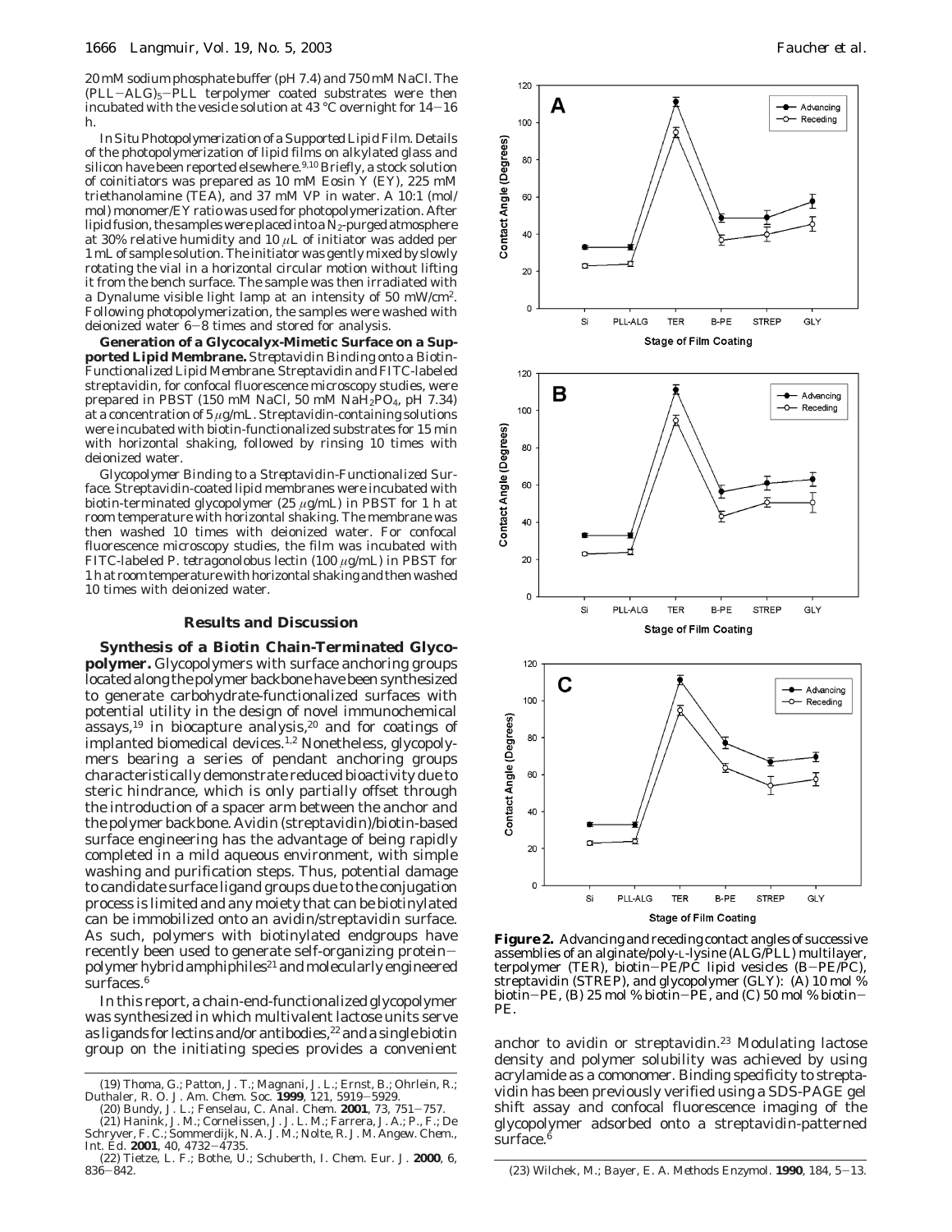20 mM sodium phosphate buffer (pH 7.4) and 750 mM NaCl. The $(PLL-ALG)_5-PLL$ terpolymer coated substrates were then incubated with the vesicle solution at 43 °C overnight for 14−16 h.

*In Situ Photopolymerization of a Supported Lipid Film.* Details of the photopolymerization of lipid films on alkylated glass and silicon have been reported elsewhere.[9,10] Briefly, a stock solution of coinitiators was prepared as 10 mM Eosin Y (EY), 225 mM triethanolamine (TEA), and 37 mM VP in water. A 10:1 (mol/mol) monomer/EY ratio was used for photopolymerization. After lipid fusion, the samples were placed into a $N_2$-purged atmosphere at 30% relative humidity and 10 $\mu$L of initiator was added per 1 mL of sample solution. The initiator was gently mixed by slowly rotating the vial in a horizontal circular motion without lifting it from the bench surface. The sample was then irradiated with a Dynalume visible light lamp at an intensity of 50 mW/cm$^2$. Following photopolymerization, the samples were washed with deionized water 6−8 times and stored for analysis.

**Generation of a Glycocalyx-Mimetic Surface on a Supported Lipid Membrane.** *Streptavidin Binding onto a Biotin-Functionalized Lipid Membrane.* Streptavidin and FITC-labeled streptavidin, for confocal fluorescence microscopy studies, were prepared in PBST (150 mM NaCl, 50 mM $NaH_2PO_4$, pH 7.34) at a concentration of 5 $\mu$g/mL. Streptavidin-containing solutions were incubated with biotin-functionalized substrates for 15 min with horizontal shaking, followed by rinsing 10 times with deionized water.

*Glycopolymer Binding to a Streptavidin-Functionalized Surface.* Streptavidin-coated lipid membranes were incubated with biotin-terminated glycopolymer (25 $\mu$g/mL) in PBST for 1 h at room temperature with horizontal shaking. The membrane was then washed 10 times with deionized water. For confocal fluorescence microscopy studies, the film was incubated with FITC-labeled *P. tetragonolobus* lectin (100 $\mu$g/mL) in PBST for 1 h at room temperature with horizontal shaking and then washed 10 times with deionized water.

## Results and Discussion

**Synthesis of a Biotin Chain-Terminated Glycopolymer.** Glycopolymers with surface anchoring groups located along the polymer backbone have been synthesized to generate carbohydrate-functionalized surfaces with potential utility in the design of novel immunochemical assays,[19] in biocapture analysis,[20] and for coatings of implanted biomedical devices.[1,2] Nonetheless, glycopolymers bearing a series of pendant anchoring groups characteristically demonstrate reduced bioactivity due to steric hindrance, which is only partially offset through the introduction of a spacer arm between the anchor and the polymer backbone. Avidin (streptavidin)/biotin-based surface engineering has the advantage of being rapidly completed in a mild aqueous environment, with simple washing and purification steps. Thus, potential damage to candidate surface ligand groups due to the conjugation process is limited and any moiety that can be biotinylated can be immobilized onto an avidin/streptavidin surface. As such, polymers with biotinylated endgroups have recently been used to generate self-organizing protein−polymer hybrid amphiphiles[21] and molecularly engineered surfaces.[6]

In this report, a chain-end-functionalized glycopolymer was synthesized in which multivalent lactose units serve as ligands for lectins and/or antibodies,[22] and a single biotin group on the initiating species provides a convenient anchor to avidin or streptavidin.[23] Modulating lactose density and polymer solubility was achieved by using acrylamide as a comonomer. Binding specificity to streptavidin has been previously verified using a SDS-PAGE gel shift assay and confocal fluorescence imaging of the glycopolymer adsorbed onto a streptavidin-patterned surface.[6]

**Figure 2.** Advancing and receding contact angles of successive assemblies of an alginate/poly-L-lysine (ALG/PLL) multilayer, terpolymer (TER), biotin−PE/PC lipid vesicles (B−PE/PC), streptavidin (STREP), and glycopolymer (GLY): (A) 10 mol % biotin−PE, (B) 25 mol % biotin−PE, and (C) 50 mol % biotin−PE.

(19) Thoma, G.; Patton, J. T.; Magnani, J. L.; Ernst, B.; Ohrlein, R.; Duthaler, R. O. *J. Am. Chem. Soc.* **1999**, *121*, 5919−5929.

(20) Bundy, J. L.; Fenselau, C. *Anal. Chem.* **2001**, *73*, 751−757.

(21) Hanink, J. M.; Cornelissen, J. J. L. M.; Farrera, J. A.; P., F.; De Schryver, F. C.; Sommerdijk, N. A. J. M.; Nolte, R. J. M. *Angew. Chem., Int. Ed.* **2001**, *40*, 4732−4735.

(22) Tietze, L. F.; Bothe, U.; Schuberth, I. *Chem. Eur. J.* **2000**, *6*, 836−842.

(23) Wilchek, M.; Bayer, E. A. *Methods Enzymol.* **1990**, *184*, 5−13.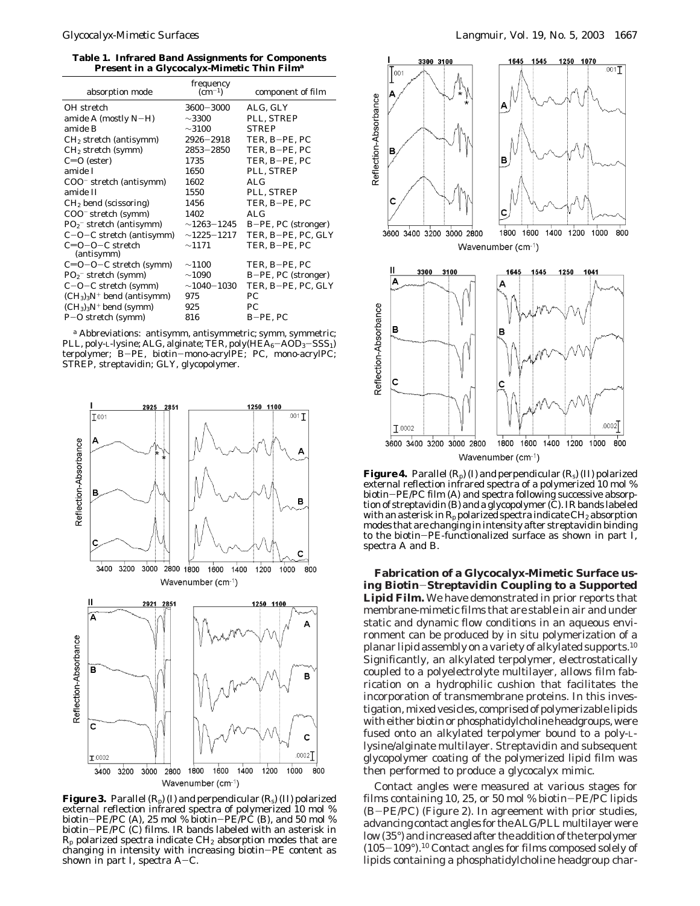**Table 1. Infrared Band Assignments for Components Present in a Glycocalyx-Mimetic Thin Film**[a]

| absorption mode | frequency ($cm^{-1}$) | component of film |
|---|---|---|
| OH stretch | 3600–3000 | ALG, GLY |
| amide A (mostly N–H) | ~3300 | PLL, STREP |
| amide B | ~3100 | STREP |
| $CH_2$ stretch (antisymm) | 2926–2918 | TER, B–PE, PC |
| $CH_2$ stretch (symm) | 2853–2850 | TER, B–PE, PC |
| C=O (ester) | 1735 | TER, B–PE, PC |
| amide I | 1650 | PLL, STREP |
| $COO^-$ stretch (antisymm) | 1602 | ALG |
| amide II | 1550 | PLL, STREP |
| $CH_2$ bend (scissoring) | 1456 | TER, B–PE, PC |
| $COO^-$ stretch (symm) | 1402 | ALG |
| $PO_2^-$ stretch (antisymm) | ~1263–1245 | B–PE, PC (stronger) |
| C–O–C stretch (antisymm) | ~1225–1217 | TER, B–PE, PC, GLY |
| C=O–O–C stretch (antisymm) | ~1171 | TER, B–PE, PC |
| C=O–O–C stretch (symm) | ~1100 | TER, B–PE, PC |
| $PO_2^-$ stretch (symm) | ~1090 | B–PE, PC (stronger) |
| C–O–C stretch (symm) | ~1040–1030 | TER, B–PE, PC, GLY |
| $(CH_3)_3N^+$ bend (antisymm) | 975 | PC |
| $(CH_3)_3N^+$ bend (symm) | 925 | PC |
| P–O stretch (symm) | 816 | B–PE, PC |

[a] Abbreviations: antisymm, antisymmetric; symm, symmetric; PLL, poly-L-lysine; ALG, alginate; TER, poly($HEA_6$–$AOD_3$–$SSS_1$) terpolymer; B–PE, biotin–mono-acrylPE; PC, mono-acrylPC; STREP, streptavidin; GLY, glycopolymer.

**Figure 3.** Parallel ($R_p$) (I) and perpendicular ($R_s$) (II) polarized external reflection infrared spectra of polymerized 10 mol % biotin–PE/PC (A), 25 mol % biotin–PE/PC (B), and 50 mol % biotin–PE/PC (C) films. IR bands labeled with an asterisk in $R_p$ polarized spectra indicate $CH_2$ absorption modes that are changing in intensity with increasing biotin–PE content as shown in part I, spectra A–C.

**Figure 4.** Parallel ($R_p$) (I) and perpendicular ($R_s$) (II) polarized external reflection infrared spectra of a polymerized 10 mol % biotin–PE/PC film (A) and spectra following successive absorption of streptavidin (B) and a glycopolymer (C). IR bands labeled with an asterisk in $R_p$ polarized spectra indicate $CH_2$ absorption modes that are changing in intensity after streptavidin binding to the biotin–PE-functionalized surface as shown in part I, spectra A and B.

**Fabrication of a Glycocalyx-Mimetic Surface using Biotin–Streptavidin Coupling to a Supported Lipid Film.** We have demonstrated in prior reports that membrane-mimetic films that are stable in air and under static and dynamic flow conditions in an aqueous environment can be produced by in situ polymerization of a planar lipid assembly on a variety of alkylated supports.[10] Significantly, an alkylated terpolymer, electrostatically coupled to a polyelectrolyte multilayer, allows film fabrication on a hydrophilic cushion that facilitates the incorporation of transmembrane proteins. In this investigation, mixed vesicles, comprised of polymerizable lipids with either biotin or phosphatidylcholine headgroups, were fused onto an alkylated terpolymer bound to a poly-L-lysine/alginate multilayer. Streptavidin and subsequent glycopolymer coating of the polymerized lipid film was then performed to produce a glycocalyx mimic.

Contact angles were measured at various stages for films containing 10, 25, or 50 mol % biotin–PE/PC lipids (B–PE/PC) (Figure 2). In agreement with prior studies, advancing contact angles for the ALG/PLL multilayer were low (35°) and increased after the addition of the terpolymer (105–109°).[10] Contact angles for films composed solely of lipids containing a phosphatidylcholine headgroup char-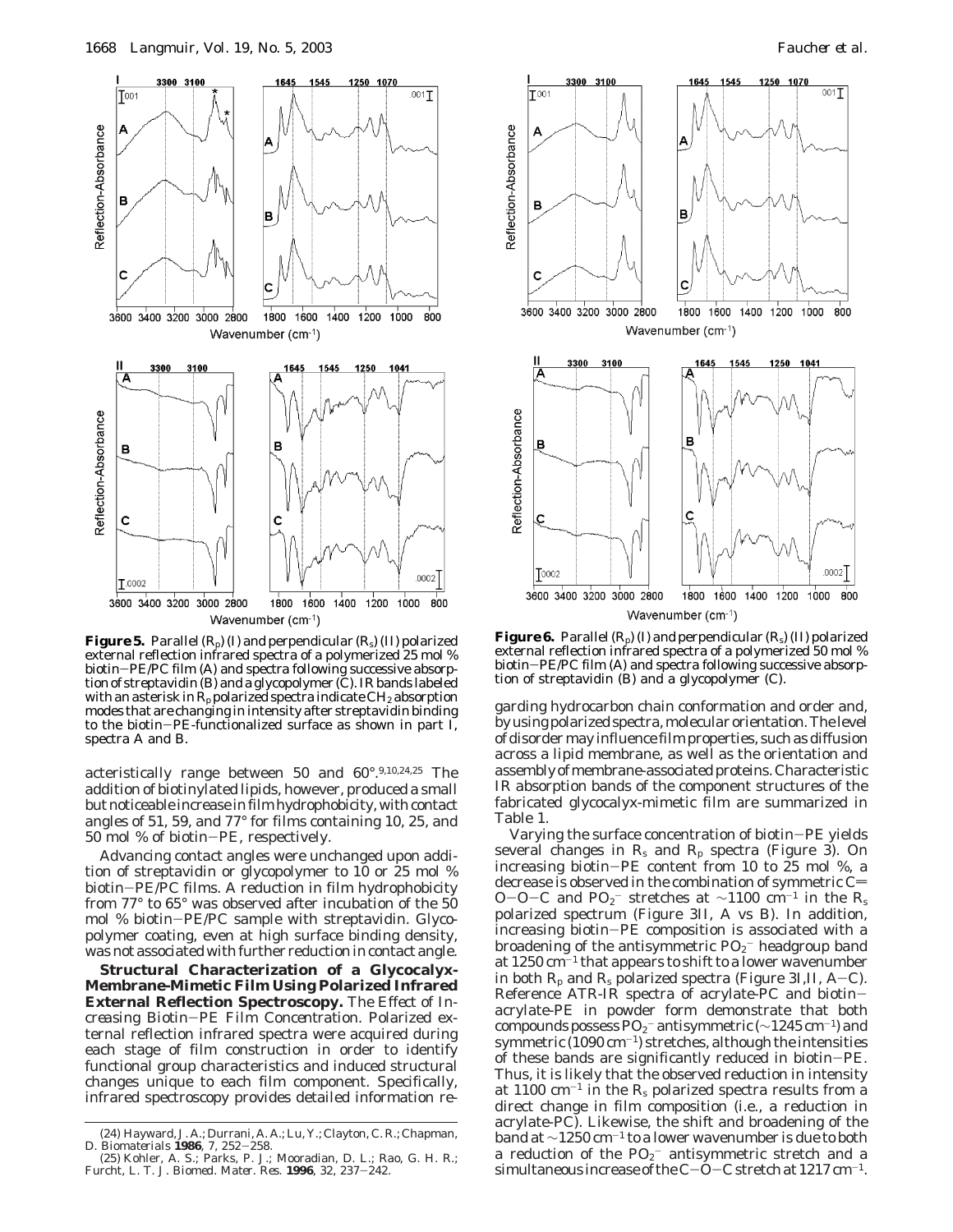**Figure 5.** Parallel ($R_p$) (I) and perpendicular ($R_s$) (II) polarized external reflection infrared spectra of a polymerized 25 mol % biotin−PE/PC film (A) and spectra following successive absorption of streptavidin (B) and a glycopolymer (C). IR bands labeled with an asterisk in $R_p$ polarized spectra indicate $CH_2$ absorption modes that are changing in intensity after streptavidin binding to the biotin−PE-functionalized surface as shown in part I, spectra A and B.

**Figure 6.** Parallel ($R_p$) (I) and perpendicular ($R_s$) (II) polarized external reflection infrared spectra of a polymerized 50 mol % biotin−PE/PC film (A) and spectra following successive absorption of streptavidin (B) and a glycopolymer (C).

acteristically range between 50 and 60°.[9,10,24,25] The addition of biotinylated lipids, however, produced a small but noticeable increase in film hydrophobicity, with contact angles of 51, 59, and 77° for films containing 10, 25, and 50 mol % of biotin−PE, respectively.

Advancing contact angles were unchanged upon addition of streptavidin or glycopolymer to 10 or 25 mol % biotin−PE/PC films. A reduction in film hydrophobicity from 77° to 65° was observed after incubation of the 50 mol % biotin−PE/PC sample with streptavidin. Glycopolymer coating, even at high surface binding density, was not associated with further reduction in contact angle.

**Structural Characterization of a Glycocalyx-Membrane-Mimetic Film Using Polarized Infrared External Reflection Spectroscopy.** *The Effect of Increasing Biotin−PE Film Concentration.* Polarized external reflection infrared spectra were acquired during each stage of film construction in order to identify functional group characteristics and induced structural changes unique to each film component. Specifically, infrared spectroscopy provides detailed information regarding hydrocarbon chain conformation and order and, by using polarized spectra, molecular orientation. The level of disorder may influence film properties, such as diffusion across a lipid membrane, as well as the orientation and assembly of membrane-associated proteins. Characteristic IR absorption bands of the component structures of the fabricated glycocalyx-mimetic film are summarized in Table 1.

Varying the surface concentration of biotin−PE yields several changes in $R_s$ and $R_p$ spectra (Figure 3). On increasing biotin−PE content from 10 to 25 mol %, a decrease is observed in the combination of symmetric C=O−O−C and $PO_2^-$ stretches at ~1100 cm$^{-1}$ in the $R_s$ polarized spectrum (Figure 3II, A vs B). In addition, increasing biotin−PE composition is associated with a broadening of the antisymmetric $PO_2^-$ headgroup band at 1250 cm$^{-1}$ that appears to shift to a lower wavenumber in both $R_p$ and $R_s$ polarized spectra (Figure 3I,II, A−C). Reference ATR-IR spectra of acrylate-PC and biotin−acrylate-PE in powder form demonstrate that both compounds possess $PO_2^-$ antisymmetric (~1245 cm$^{-1}$) and symmetric (1090 cm$^{-1}$) stretches, although the intensities of these bands are significantly reduced in biotin−PE. Thus, it is likely that the observed reduction in intensity at 1100 cm$^{-1}$ in the $R_s$ polarized spectra results from a direct change in film composition (i.e., a reduction in acrylate-PC). Likewise, the shift and broadening of the band at ~1250 cm$^{-1}$ to a lower wavenumber is due to both a reduction of the $PO_2^-$ antisymmetric stretch and a simultaneous increase of the C−O−C stretch at 1217 cm$^{-1}$.

(24) Hayward, J. A.; Durrani, A. A.; Lu, Y.; Clayton, C. R.; Chapman, D. *Biomaterials* **1986**, *7*, 252−258.

(25) Kohler, A. S.; Parks, P. J.; Mooradian, D. L.; Rao, G. H. R.; Furcht, L. T. *J. Biomed. Mater. Res.* **1996**, *32*, 237−242.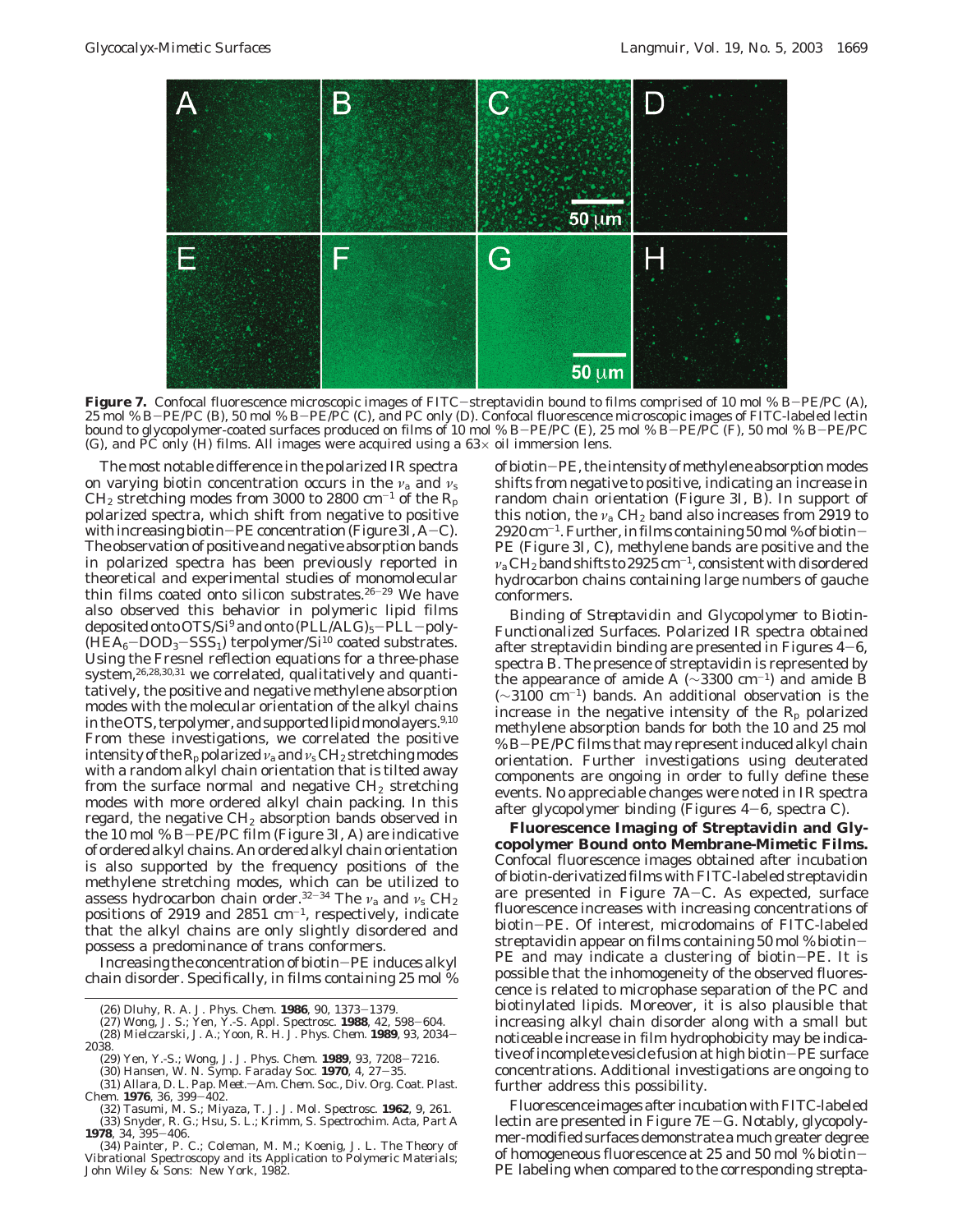**Figure 7.** Confocal fluorescence microscopic images of FITC–streptavidin bound to films comprised of 10 mol % B–PE/PC (A), 25 mol % B–PE/PC (B), 50 mol % B–PE/PC (C), and PC only (D). Confocal fluorescence microscopic images of FITC-labeled lectin bound to glycopolymer-coated surfaces produced on films of 10 mol % B–PE/PC (E), 25 mol % B–PE/PC (F), 50 mol % B–PE/PC (G), and PC only (H) films. All images were acquired using a 63× oil immersion lens.

The most notable difference in the polarized IR spectra on varying biotin concentration occurs in the $\nu_a$ and $\nu_s$ $CH_2$ stretching modes from 3000 to 2800 cm$^{-1}$ of the $R_p$ polarized spectra, which shift from negative to positive with increasing biotin–PE concentration (Figure 3I, A–C). The observation of positive and negative absorption bands in polarized spectra has been previously reported in theoretical and experimental studies of monomolecular thin films coated onto silicon substrates.[26–29] We have also observed this behavior in polymeric lipid films deposited onto OTS/Si[9] and onto (PLL/ALG)$_5$–PLL–poly-(HEA$_6$–DOD$_3$–SSS$_1$) terpolymer/Si[10] coated substrates. Using the Fresnel reflection equations for a three-phase system,[26,28,30,31] we correlated, qualitatively and quantitatively, the positive and negative methylene absorption modes with the molecular orientation of the alkyl chains in the OTS, terpolymer, and supported lipid monolayers.[9,10] From these investigations, we correlated the positive intensity of the $R_p$ polarized $\nu_a$ and $\nu_s$ $CH_2$ stretching modes with a random alkyl chain orientation that is tilted away from the surface normal and negative $CH_2$ stretching modes with more ordered alkyl chain packing. In this regard, the negative $CH_2$ absorption bands observed in the 10 mol % B–PE/PC film (Figure 3I, A) are indicative of ordered alkyl chains. An ordered alkyl chain orientation is also supported by the frequency positions of the methylene stretching modes, which can be utilized to assess hydrocarbon chain order.[32–34] The $\nu_a$ and $\nu_s$ $CH_2$ positions of 2919 and 2851 cm$^{-1}$, respectively, indicate that the alkyl chains are only slightly disordered and possess a predominance of trans conformers.

Increasing the concentration of biotin–PE induces alkyl chain disorder. Specifically, in films containing 25 mol % of biotin–PE, the intensity of methylene absorption modes shifts from negative to positive, indicating an increase in random chain orientation (Figure 3I, B). In support of this notion, the $\nu_a$ $CH_2$ band also increases from 2919 to 2920 cm$^{-1}$. Further, in films containing 50 mol % of biotin–PE (Figure 3I, C), methylene bands are positive and the $\nu_a$ $CH_2$ band shifts to 2925 cm$^{-1}$, consistent with disordered hydrocarbon chains containing large numbers of gauche conformers.

*Binding of Streptavidin and Glycopolymer to Biotin-Functionalized Surfaces.* Polarized IR spectra obtained after streptavidin binding are presented in Figures 4–6, spectra B. The presence of streptavidin is represented by the appearance of amide A (~3300 cm$^{-1}$) and amide B (~3100 cm$^{-1}$) bands. An additional observation is the increase in the negative intensity of the $R_p$ polarized methylene absorption bands for both the 10 and 25 mol % B–PE/PC films that may represent induced alkyl chain orientation. Further investigations using deuterated components are ongoing in order to fully define these events. No appreciable changes were noted in IR spectra after glycopolymer binding (Figures 4–6, spectra C).

**Fluorescence Imaging of Streptavidin and Glycopolymer Bound onto Membrane-Mimetic Films.** Confocal fluorescence images obtained after incubation of biotin-derivatized films with FITC-labeled streptavidin are presented in Figure 7A–C. As expected, surface fluorescence increases with increasing concentrations of biotin–PE. Of interest, microdomains of FITC-labeled streptavidin appear on films containing 50 mol % biotin–PE and may indicate a clustering of biotin–PE. It is possible that the inhomogeneity of the observed fluorescence is related to microphase separation of the PC and biotinylated lipids. Moreover, it is also plausible that increasing alkyl chain disorder along with a small but noticeable increase in film hydrophobicity may be indicative of incomplete vesicle fusion at high biotin–PE surface concentrations. Additional investigations are ongoing to further address this possibility.

Fluorescence images after incubation with FITC-labeled lectin are presented in Figure 7E–G. Notably, glycopolymer-modified surfaces demonstrate a much greater degree of homogeneous fluorescence at 25 and 50 mol % biotin–PE labeling when compared to the corresponding strepta-

(26) Dluhy, R. A. *J. Phys. Chem.* **1986**, 90, 1373–1379.
(27) Wong, J. S.; Yen, Y.-S. *Appl. Spectrosc.* **1988**, 42, 598–604.
(28) Mielczarski, J. A.; Yoon, R. H. *J. Phys. Chem.* **1989**, 93, 2034–2038.
(29) Yen, Y.-S.; Wong, J. *J. Phys. Chem.* **1989**, 93, 7208–7216.
(30) Hansen, W. N. *Symp. Faraday Soc.* **1970**, 4, 27–35.
(31) Allara, D. L. *Pap. Meet.—Am. Chem. Soc., Div. Org. Coat. Plast. Chem.* **1976**, 36, 399–402.
(32) Tasumi, M. S.; Miyaza, T. J. *J. Mol. Spectrosc.* **1962**, 9, 261.
(33) Snyder, R. G.; Hsu, S. L.; Krimm, S. *Spectrochim. Acta, Part A* **1978**, 34, 395–406.
(34) Painter, P. C.; Coleman, M. M.; Koenig, J. L. *The Theory of Vibrational Spectroscopy and its Application to Polymeric Materials*; John Wiley & Sons: New York, 1982.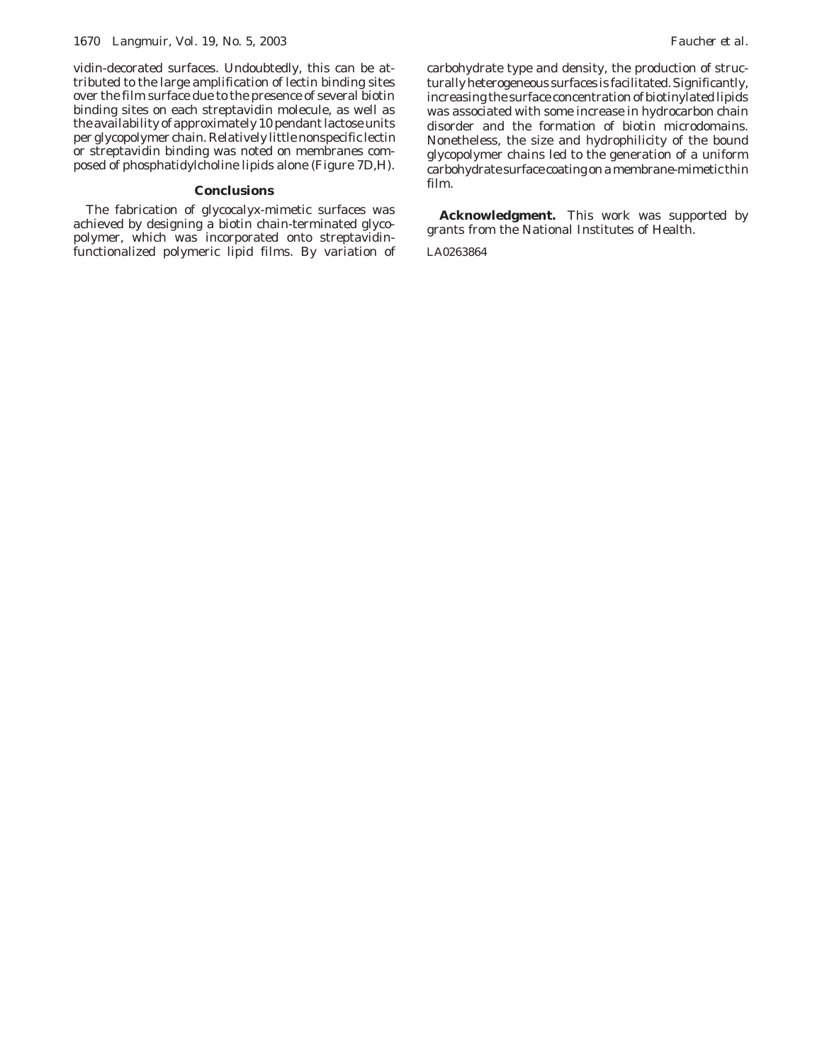vidin-decorated surfaces. Undoubtedly, this can be attributed to the large amplification of lectin binding sites over the film surface due to the presence of several biotin binding sites on each streptavidin molecule, as well as the availability of approximately 10 pendant lactose units per glycopolymer chain. Relatively little nonspecific lectin or streptavidin binding was noted on membranes composed of phosphatidylcholine lipids alone (Figure 7D,H).

## Conclusions

The fabrication of glycocalyx-mimetic surfaces was achieved by designing a biotin chain-terminated glycopolymer, which was incorporated onto streptavidin-functionalized polymeric lipid films. By variation of carbohydrate type and density, the production of structurally heterogeneous surfaces is facilitated. Significantly, increasing the surface concentration of biotinylated lipids was associated with some increase in hydrocarbon chain disorder and the formation of biotin microdomains. Nonetheless, the size and hydrophilicity of the bound glycopolymer chains led to the generation of a uniform carbohydrate surface coating on a membrane-mimetic thin film.

**Acknowledgment.** This work was supported by grants from the National Institutes of Health.

LA0263864